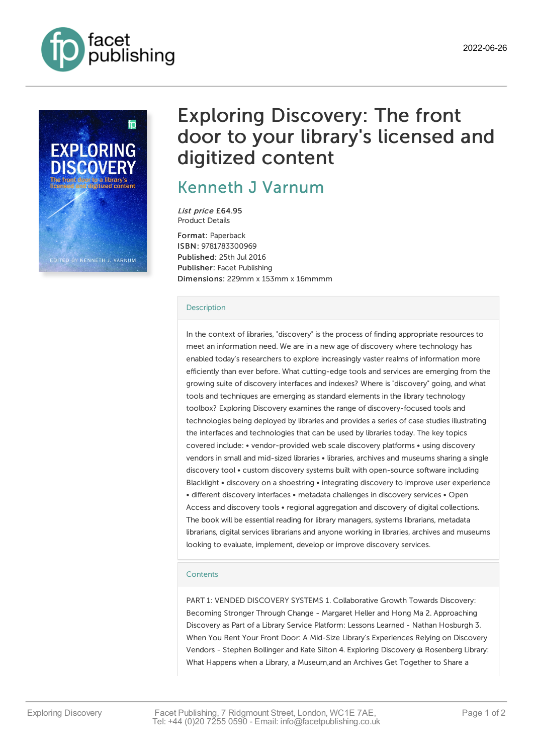2022-06-26

# Exploring Discovery: The front door to your library's licensed and digitized content

## Kenneth J Varnum

*List price* £64.95
Product Details

**Format:** Paperback
**ISBN:** 9781783300969
**Published:** 25th Jul 2016
**Publisher:** Facet Publishing
**Dimensions:** 229mm x 153mm x 16mmmm

### Description

In the context of libraries, "discovery" is the process of finding appropriate resources to meet an information need. We are in a new age of discovery where technology has enabled today's researchers to explore increasingly vaster realms of information more efficiently than ever before. What cutting-edge tools and services are emerging from the growing suite of discovery interfaces and indexes? Where is "discovery" going, and what tools and techniques are emerging as standard elements in the library technology toolbox? Exploring Discovery examines the range of discovery-focused tools and technologies being deployed by libraries and provides a series of case studies illustrating the interfaces and technologies that can be used by libraries today. The key topics covered include: • vendor-provided web scale discovery platforms • using discovery vendors in small and mid-sized libraries • libraries, archives and museums sharing a single discovery tool • custom discovery systems built with open-source software including Blacklight • discovery on a shoestring • integrating discovery to improve user experience • different discovery interfaces • metadata challenges in discovery services • Open Access and discovery tools • regional aggregation and discovery of digital collections. The book will be essential reading for library managers, systems librarians, metadata librarians, digital services librarians and anyone working in libraries, archives and museums looking to evaluate, implement, develop or improve discovery services.

### Contents

PART 1: VENDED DISCOVERY SYSTEMS 1. Collaborative Growth Towards Discovery: Becoming Stronger Through Change - Margaret Heller and Hong Ma 2. Approaching Discovery as Part of a Library Service Platform: Lessons Learned - Nathan Hosburgh 3. When You Rent Your Front Door: A Mid-Size Library's Experiences Relying on Discovery Vendors - Stephen Bollinger and Kate Silton 4. Exploring Discovery @ Rosenberg Library: What Happens when a Library, a Museum,and an Archives Get Together to Share a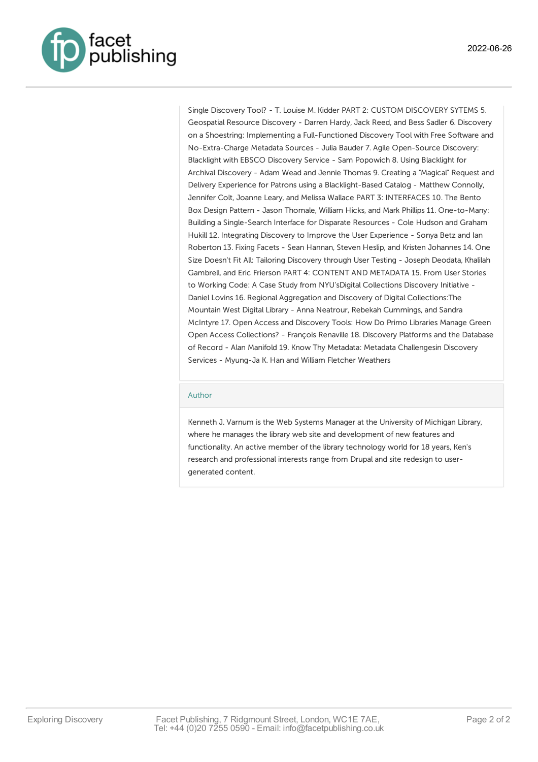Single Discovery Tool? - T. Louise M. Kidder PART 2: CUSTOM DISCOVERY SYTEMS 5. Geospatial Resource Discovery - Darren Hardy, Jack Reed, and Bess Sadler 6. Discovery on a Shoestring: Implementing a Full-Functioned Discovery Tool with Free Software and No-Extra-Charge Metadata Sources - Julia Bauder 7. Agile Open-Source Discovery: Blacklight with EBSCO Discovery Service - Sam Popowich 8. Using Blacklight for Archival Discovery - Adam Wead and Jennie Thomas 9. Creating a "Magical" Request and Delivery Experience for Patrons using a Blacklight-Based Catalog - Matthew Connolly, Jennifer Colt, Joanne Leary, and Melissa Wallace PART 3: INTERFACES 10. The Bento Box Design Pattern - Jason Thomale, William Hicks, and Mark Phillips 11. One-to-Many: Building a Single-Search Interface for Disparate Resources - Cole Hudson and Graham Hukill 12. Integrating Discovery to Improve the User Experience - Sonya Betz and Ian Roberton 13. Fixing Facets - Sean Hannan, Steven Heslip, and Kristen Johannes 14. One Size Doesn't Fit All: Tailoring Discovery through User Testing - Joseph Deodata, Khalilah Gambrell, and Eric Frierson PART 4: CONTENT AND METADATA 15. From User Stories to Working Code: A Case Study from NYU'sDigital Collections Discovery Initiative - Daniel Lovins 16. Regional Aggregation and Discovery of Digital Collections:The Mountain West Digital Library - Anna Neatrour, Rebekah Cummings, and Sandra McIntyre 17. Open Access and Discovery Tools: How Do Primo Libraries Manage Green Open Access Collections? - François Renaville 18. Discovery Platforms and the Database of Record - Alan Manifold 19. Know Thy Metadata: Metadata Challengesin Discovery Services - Myung-Ja K. Han and William Fletcher Weathers

## Author

Kenneth J. Varnum is the Web Systems Manager at the University of Michigan Library, where he manages the library web site and development of new features and functionality. An active member of the library technology world for 18 years, Ken's research and professional interests range from Drupal and site redesign to user-generated content.